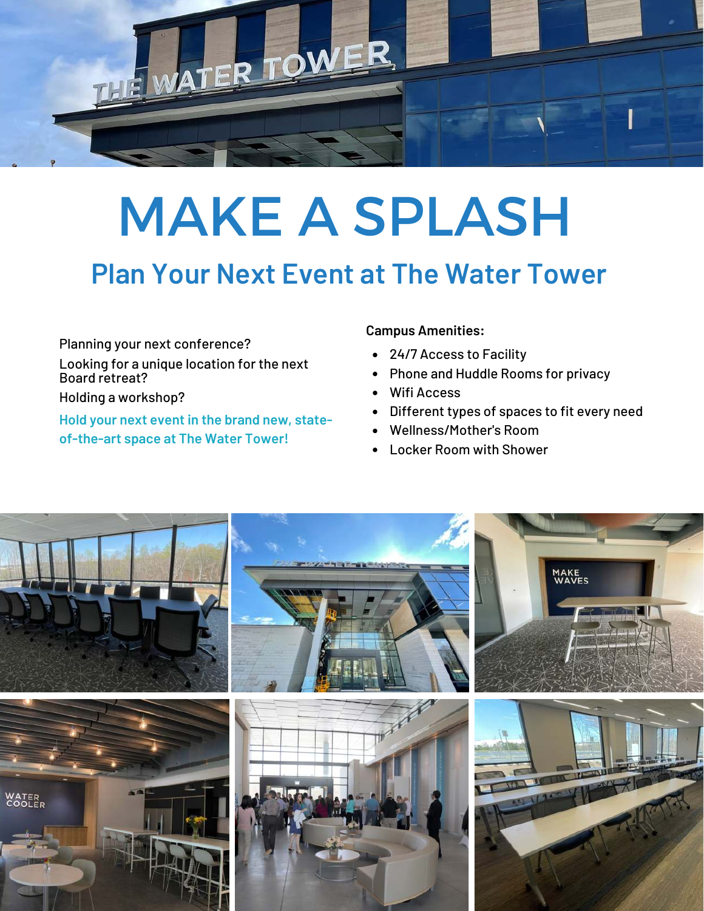# MAKE A SPLASH

## Plan Your Next Event at The Water Tower

Planning your next conference?

Looking for a unique location for the next Board retreat?

Holding a workshop?

**Hold your next event in the brand new, state-of-the-art space at The Water Tower!**

**Campus Amenities:**

- 24/7 Access to Facility
- Phone and Huddle Rooms for privacy
- Wifi Access
- Different types of spaces to fit every need
- Wellness/Mother's Room
- Locker Room with Shower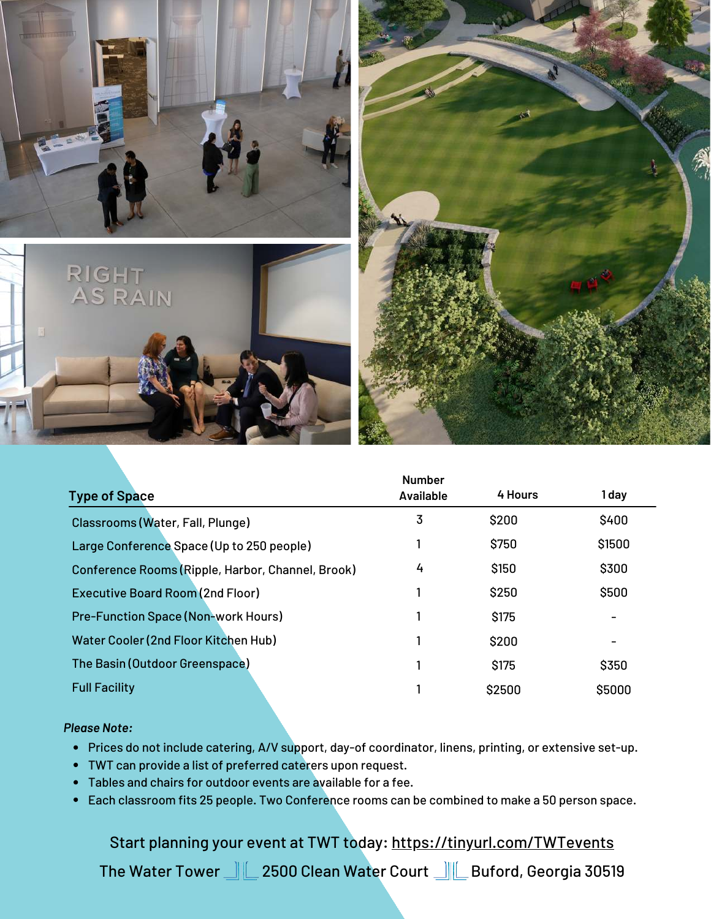| Type of Space | Number Available | 4 Hours | 1 day |
|---|---|---|---|
| Classrooms (Water, Fall, Plunge) | 3 | $200 | $400 |
| Large Conference Space (Up to 250 people) | 1 | $750 | $1500 |
| Conference Rooms (Ripple, Harbor, Channel, Brook) | 4 | $150 | $300 |
| Executive Board Room (2nd Floor) | 1 | $250 | $500 |
| Pre-Function Space (Non-work Hours) | 1 | $175 | - |
| Water Cooler (2nd Floor Kitchen Hub) | 1 | $200 | - |
| The Basin (Outdoor Greenspace) | 1 | $175 | $350 |
| Full Facility | 1 | $2500 | $5000 |

*Please Note:*

- Prices do not include catering, A/V support, day-of coordinator, linens, printing, or extensive set-up.
- TWT can provide a list of preferred caterers upon request.
- Tables and chairs for outdoor events are available for a fee.
- Each classroom fits 25 people. Two Conference rooms can be combined to make a 50 person space.

Start planning your event at TWT today: https://tinyurl.com/TWTevents

The Water Tower | 2500 Clean Water Court | Buford, Georgia 30519